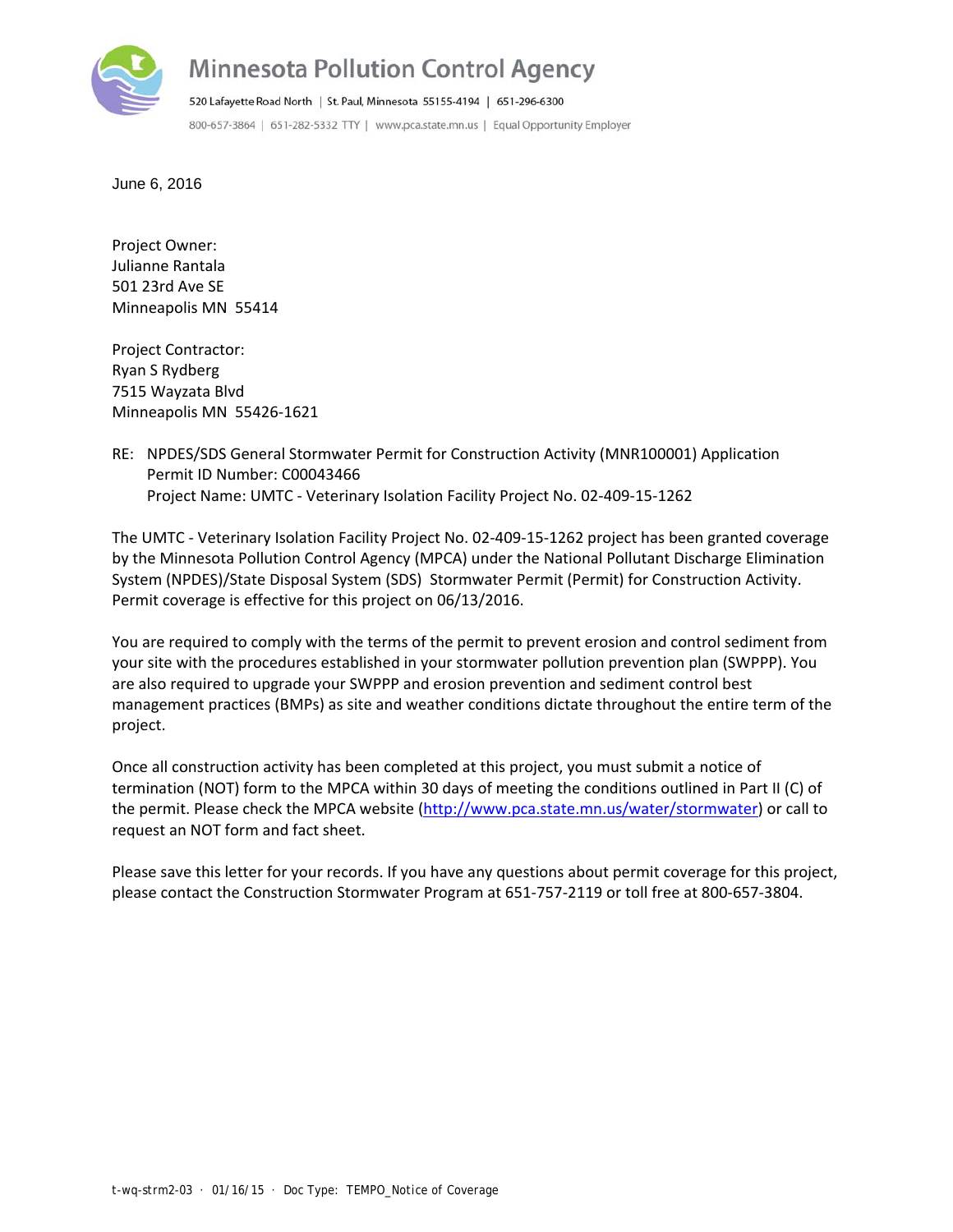# Minnesota Pollution Control Agency

520 Lafayette Road North | St. Paul, Minnesota 55155-4194 | 651-296-6300

800-657-3864 | 651-282-5332 TTY | www.pca.state.mn.us | Equal Opportunity Employer

June 6, 2016

Project Owner:
Julianne Rantala
501 23rd Ave SE
Minneapolis MN 55414

Project Contractor:
Ryan S Rydberg
7515 Wayzata Blvd
Minneapolis MN 55426-1621

RE: NPDES/SDS General Stormwater Permit for Construction Activity (MNR100001) Application
Permit ID Number: C00043466
Project Name: UMTC - Veterinary Isolation Facility Project No. 02-409-15-1262

The UMTC - Veterinary Isolation Facility Project No. 02-409-15-1262 project has been granted coverage by the Minnesota Pollution Control Agency (MPCA) under the National Pollutant Discharge Elimination System (NPDES)/State Disposal System (SDS) Stormwater Permit (Permit) for Construction Activity. Permit coverage is effective for this project on 06/13/2016.

You are required to comply with the terms of the permit to prevent erosion and control sediment from your site with the procedures established in your stormwater pollution prevention plan (SWPPP). You are also required to upgrade your SWPPP and erosion prevention and sediment control best management practices (BMPs) as site and weather conditions dictate throughout the entire term of the project.

Once all construction activity has been completed at this project, you must submit a notice of termination (NOT) form to the MPCA within 30 days of meeting the conditions outlined in Part II (C) of the permit. Please check the MPCA website (http://www.pca.state.mn.us/water/stormwater) or call to request an NOT form and fact sheet.

Please save this letter for your records. If you have any questions about permit coverage for this project, please contact the Construction Stormwater Program at 651-757-2119 or toll free at 800-657-3804.

t-wq-strm2-03 · 01/16/15 · Doc Type: TEMPO_Notice of Coverage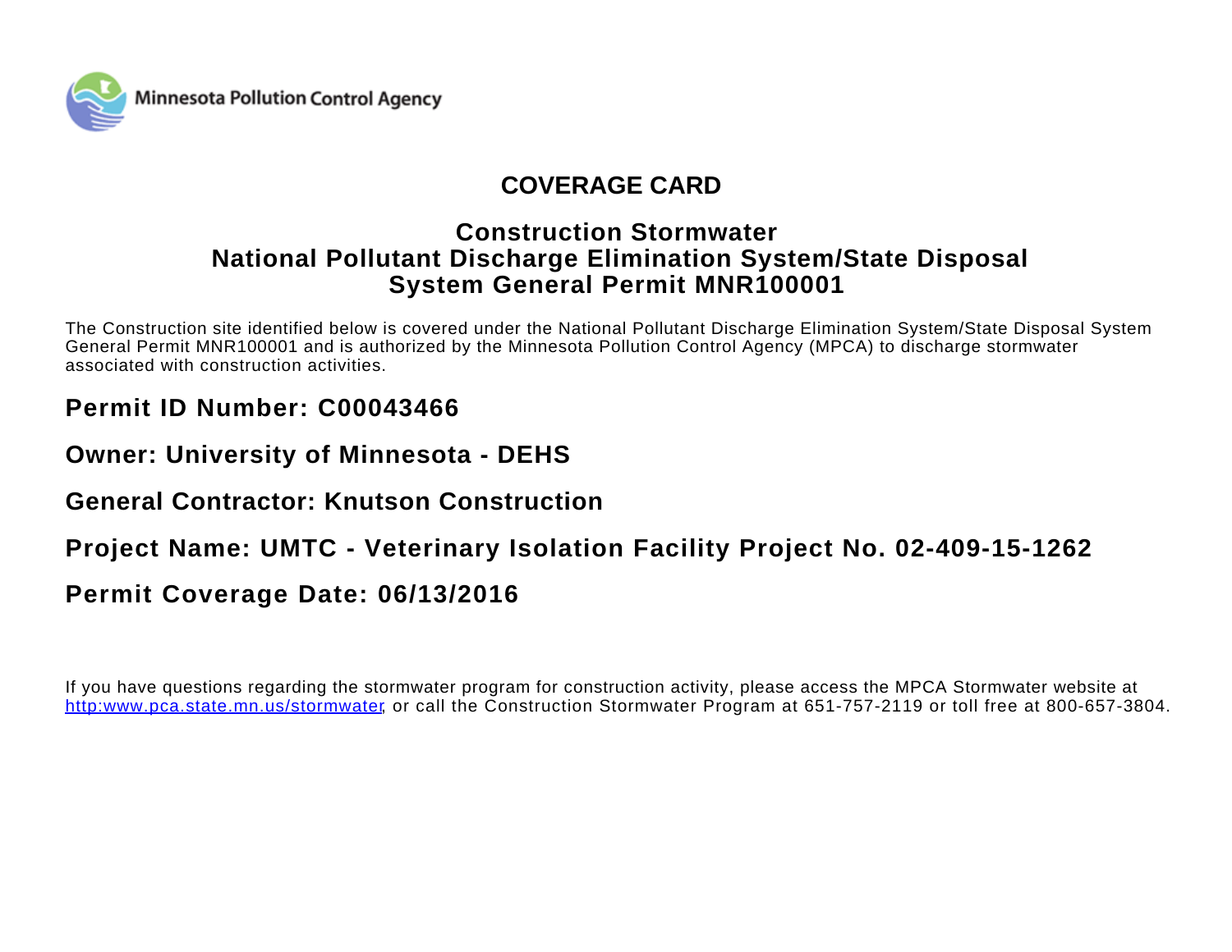Minnesota Pollution Control Agency

# COVERAGE CARD

## Construction Stormwater
## National Pollutant Discharge Elimination System/State Disposal System General Permit MNR100001

The Construction site identified below is covered under the National Pollutant Discharge Elimination System/State Disposal System General Permit MNR100001 and is authorized by the Minnesota Pollution Control Agency (MPCA) to discharge stormwater associated with construction activities.

**Permit ID Number: C00043466**

**Owner: University of Minnesota - DEHS**

**General Contractor: Knutson Construction**

**Project Name: UMTC - Veterinary Isolation Facility Project No. 02-409-15-1262**

**Permit Coverage Date: 06/13/2016**

If you have questions regarding the stormwater program for construction activity, please access the MPCA Stormwater website at [http:www.pca.state.mn.us/stormwater](http:www.pca.state.mn.us/stormwater), or call the Construction Stormwater Program at 651-757-2119 or toll free at 800-657-3804.